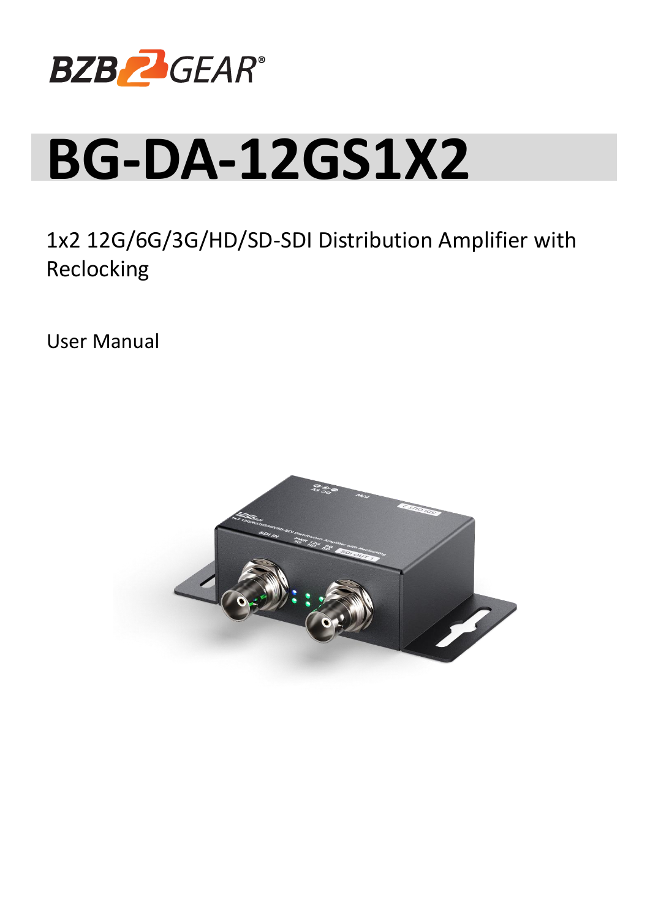BZB GEAR®

# BG-DA-12GS1X2

1x2 12G/6G/3G/HD/SD-SDI Distribution Amplifier with Reclocking

User Manual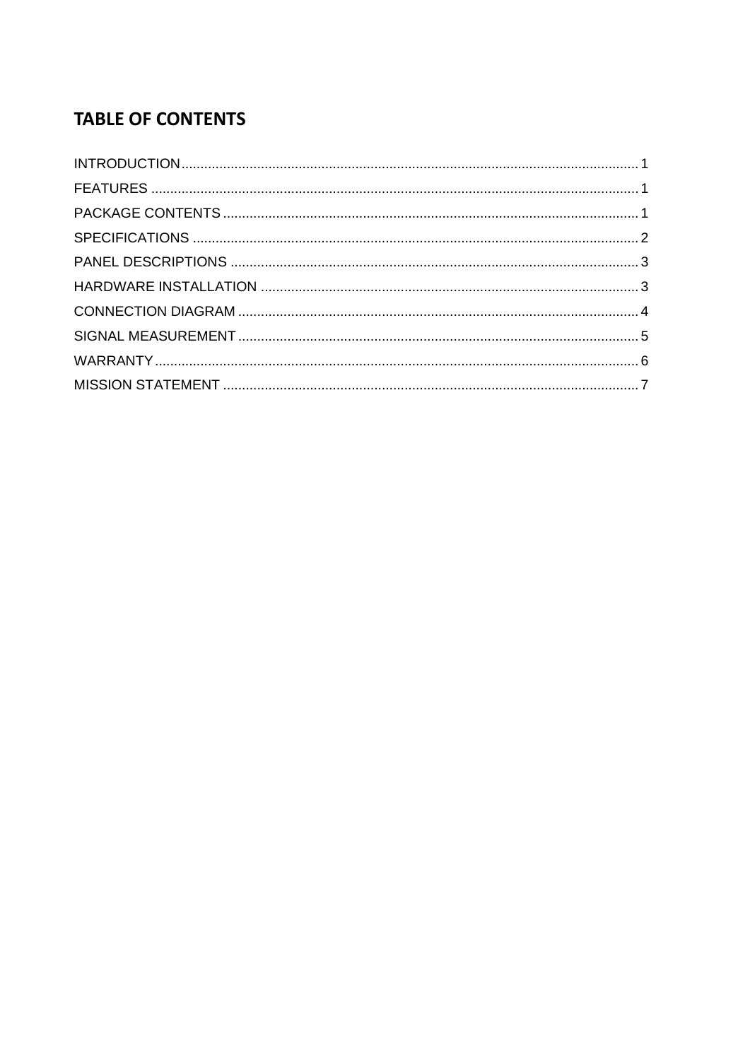# TABLE OF CONTENTS

INTRODUCTION ........................................................................................................ 1

FEATURES ........................................................................................................ 1

PACKAGE CONTENTS ........................................................................................................ 1

SPECIFICATIONS ........................................................................................................ 2

PANEL DESCRIPTIONS ........................................................................................................ 3

HARDWARE INSTALLATION ........................................................................................................ 3

CONNECTION DIAGRAM ........................................................................................................ 4

SIGNAL MEASUREMENT ........................................................................................................ 5

WARRANTY ........................................................................................................ 6

MISSION STATEMENT ........................................................................................................ 7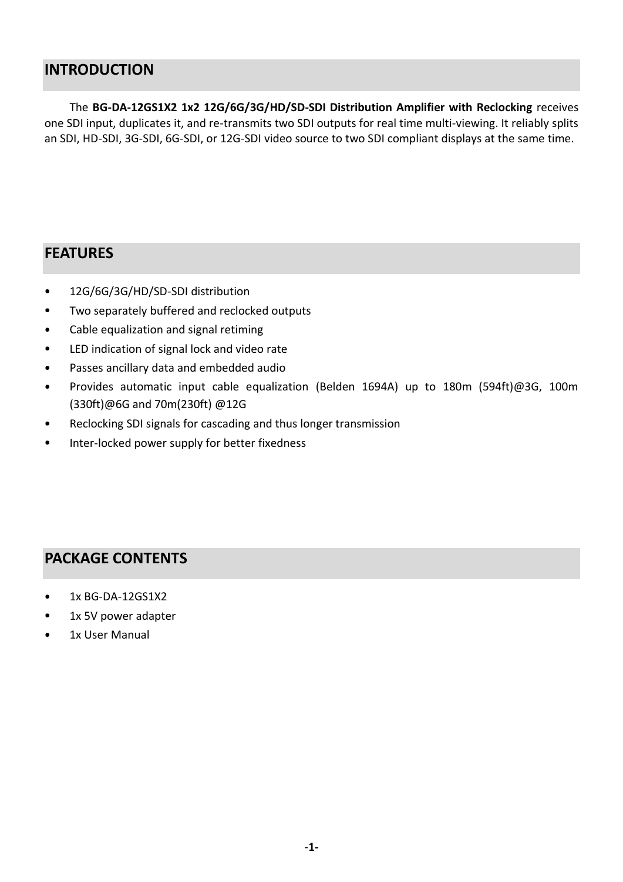## INTRODUCTION

The **BG-DA-12GS1X2 1x2 12G/6G/3G/HD/SD-SDI Distribution Amplifier with Reclocking** receives one SDI input, duplicates it, and re-transmits two SDI outputs for real time multi-viewing. It reliably splits an SDI, HD-SDI, 3G-SDI, 6G-SDI, or 12G-SDI video source to two SDI compliant displays at the same time.

## FEATURES

- 12G/6G/3G/HD/SD-SDI distribution
- Two separately buffered and reclocked outputs
- Cable equalization and signal retiming
- LED indication of signal lock and video rate
- Passes ancillary data and embedded audio
- Provides automatic input cable equalization (Belden 1694A) up to 180m (594ft)@3G, 100m (330ft)@6G and 70m(230ft) @12G
- Reclocking SDI signals for cascading and thus longer transmission
- Inter-locked power supply for better fixedness

## PACKAGE CONTENTS

- 1x BG-DA-12GS1X2
- 1x 5V power adapter
- 1x User Manual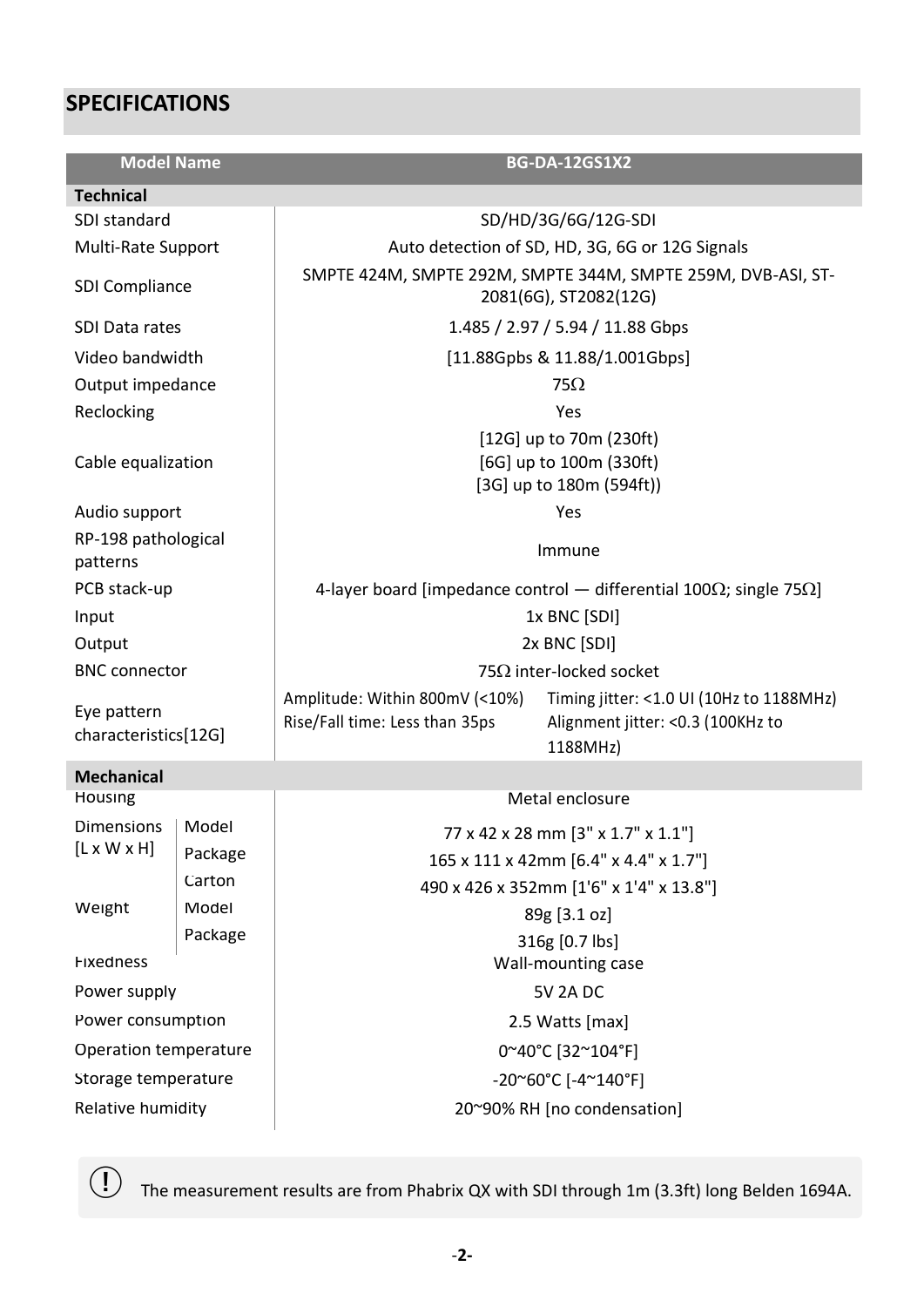## SPECIFICATIONS

| Model Name | | BG-DA-12GS1X2 |
|---|---|---|
| **Technical** | | |
| SDI standard | | SD/HD/3G/6G/12G-SDI |
| Multi-Rate Support | | Auto detection of SD, HD, 3G, 6G or 12G Signals |
| SDI Compliance | | SMPTE 424M, SMPTE 292M, SMPTE 344M, SMPTE 259M, DVB-ASI, ST-2081(6G), ST2082(12G) |
| SDI Data rates | | 1.485 / 2.97 / 5.94 / 11.88 Gbps |
| Video bandwidth | | [11.88Gpbs & 11.88/1.001Gbps] |
| Output impedance | | 75Ω |
| Reclocking | | Yes |
| Cable equalization | | [12G] up to 70m (230ft)<br>[6G] up to 100m (330ft)<br>[3G] up to 180m (594ft)) |
| Audio support | | Yes |
| RP-198 pathological patterns | | Immune |
| PCB stack-up | | 4-layer board [impedance control — differential 100Ω; single 75Ω] |
| Input | | 1x BNC [SDI] |
| Output | | 2x BNC [SDI] |
| BNC connector | | 75Ω inter-locked socket |
| Eye pattern characteristics[12G] | | Amplitude: Within 800mV (<10%)<br>Rise/Fall time: Less than 35ps<br>Timing jitter: <1.0 UI (10Hz to 1188MHz)<br>Alignment jitter: <0.3 (100KHz to 1188MHz) |
| **Mechanical** | | |
| Housing | | Metal enclosure |
| Dimensions [L x W x H] | Model | 77 x 42 x 28 mm [3" x 1.7" x 1.1"] |
| | Package | 165 x 111 x 42mm [6.4" x 4.4" x 1.7"] |
| | Carton | 490 x 426 x 352mm [1'6" x 1'4" x 13.8"] |
| Weight | Model | 89g [3.1 oz] |
| | Package | 316g [0.7 lbs] |
| Fixedness | | Wall-mounting case |
| Power supply | | 5V 2A DC |
| Power consumption | | 2.5 Watts [max] |
| Operation temperature | | 0~40°C [32~104°F] |
| Storage temperature | | -20~60°C [-4~140°F] |
| Relative humidity | | 20~90% RH [no condensation] |

The measurement results are from Phabrix QX with SDI through 1m (3.3ft) long Belden 1694A.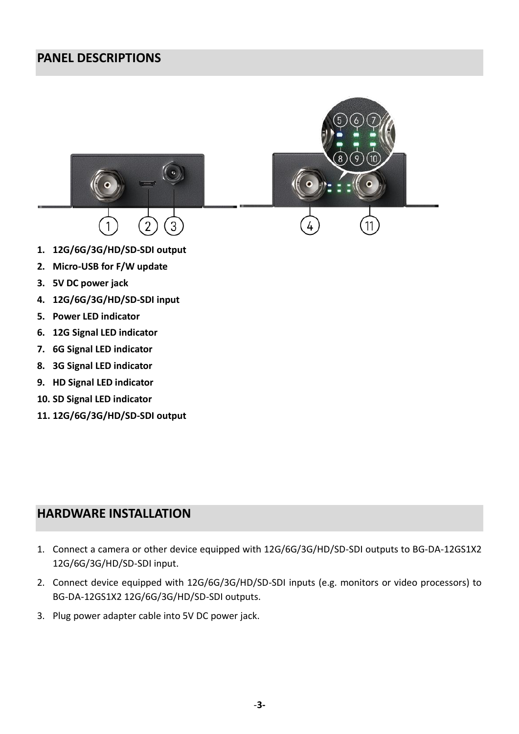## PANEL DESCRIPTIONS

1. **12G/6G/3G/HD/SD-SDI output**
2. **Micro-USB for F/W update**
3. **5V DC power jack**
4. **12G/6G/3G/HD/SD-SDI input**
5. **Power LED indicator**
6. **12G Signal LED indicator**
7. **6G Signal LED indicator**
8. **3G Signal LED indicator**
9. **HD Signal LED indicator**
10. **SD Signal LED indicator**
11. **12G/6G/3G/HD/SD-SDI output**

## HARDWARE INSTALLATION

1. Connect a camera or other device equipped with 12G/6G/3G/HD/SD-SDI outputs to BG-DA-12GS1X2 12G/6G/3G/HD/SD-SDI input.
2. Connect device equipped with 12G/6G/3G/HD/SD-SDI inputs (e.g. monitors or video processors) to BG-DA-12GS1X2 12G/6G/3G/HD/SD-SDI outputs.
3. Plug power adapter cable into 5V DC power jack.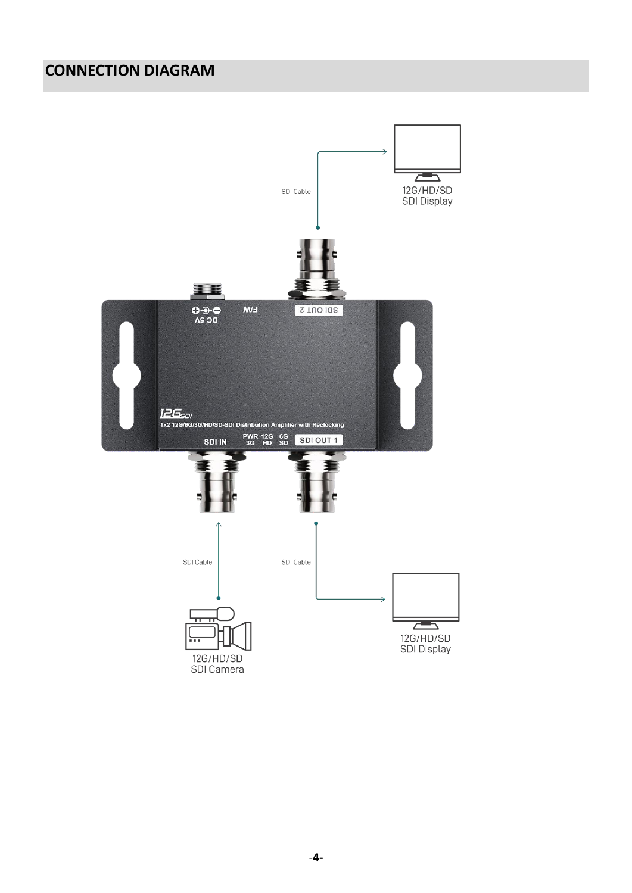## CONNECTION DIAGRAM

SDI Cable

12G/HD/SD
SDI Display

DC 5V

F/W

SDI OUT 2

12G SDI

1x2 12G/6G/3G/HD/SD-SDI Distribution Amplifier with Reclocking

SDI IN

PWR 12G 6G
3G HD SD

SDI OUT 1

SDI Cable

SDI Cable

12G/HD/SD
SDI Camera

12G/HD/SD
SDI Display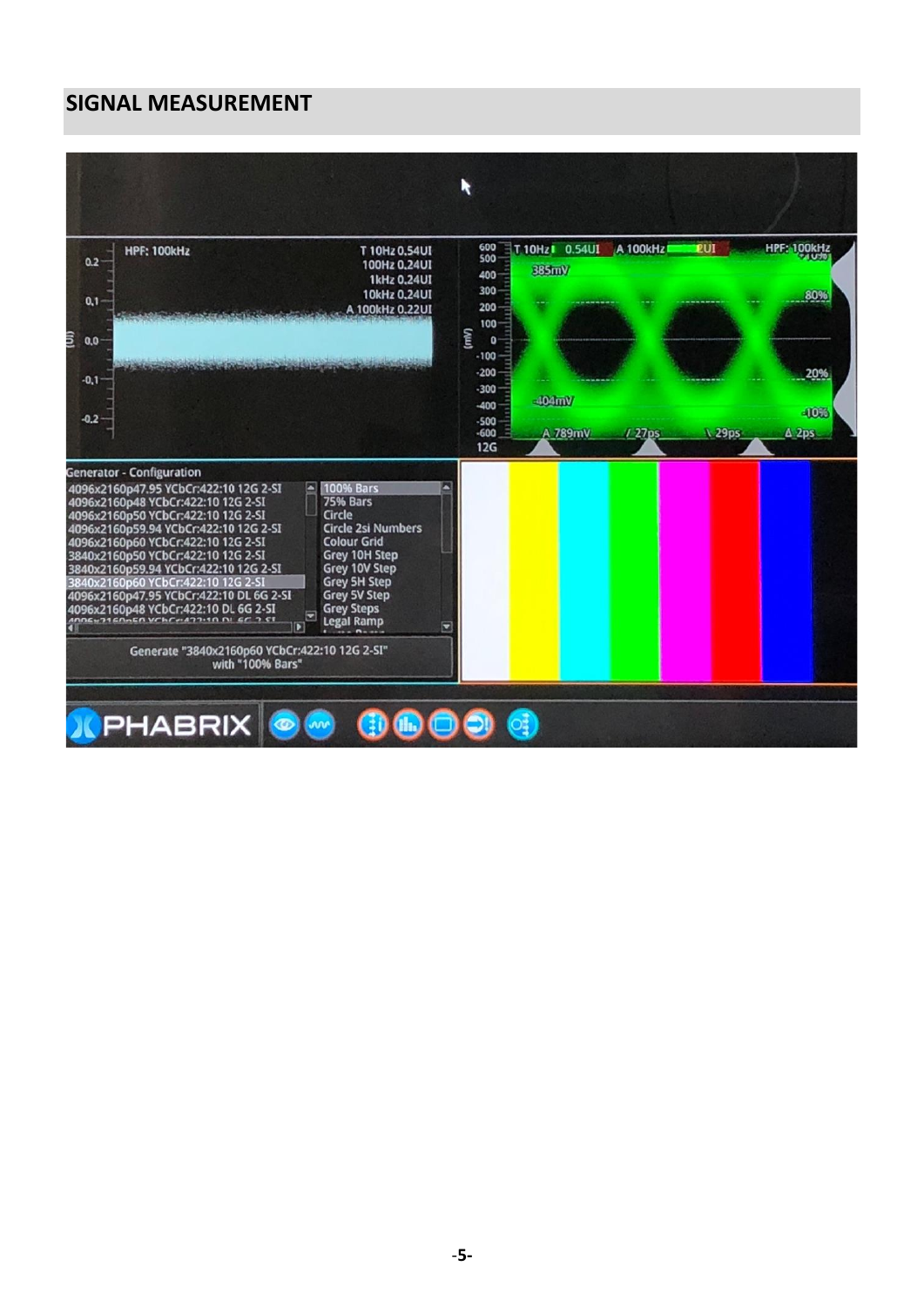## SIGNAL MEASUREMENT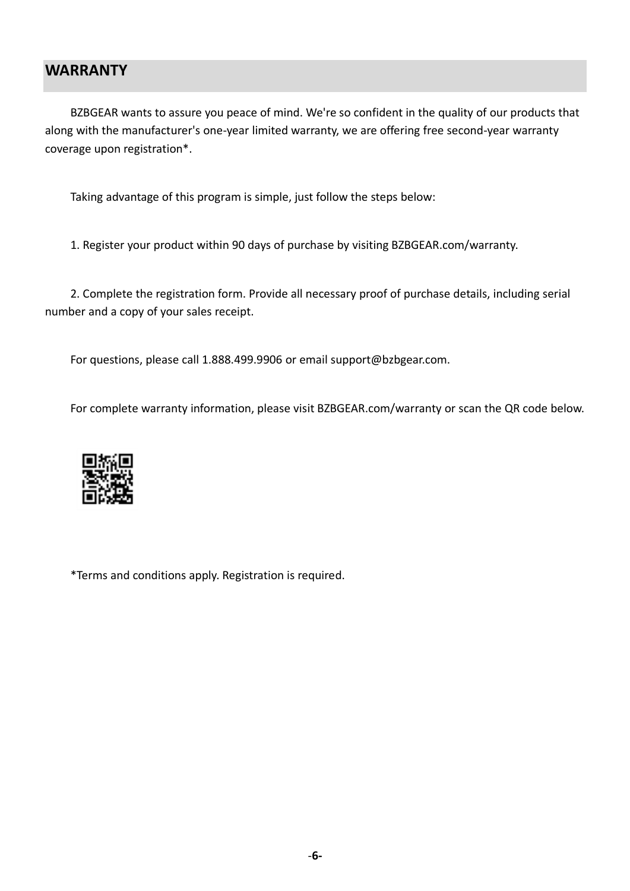## WARRANTY

BZBGEAR wants to assure you peace of mind. We're so confident in the quality of our products that along with the manufacturer's one-year limited warranty, we are offering free second-year warranty coverage upon registration*.

Taking advantage of this program is simple, just follow the steps below:

1. Register your product within 90 days of purchase by visiting BZBGEAR.com/warranty.

2. Complete the registration form. Provide all necessary proof of purchase details, including serial number and a copy of your sales receipt.

For questions, please call 1.888.499.9906 or email support@bzbgear.com.

For complete warranty information, please visit BZBGEAR.com/warranty or scan the QR code below.

*Terms and conditions apply. Registration is required.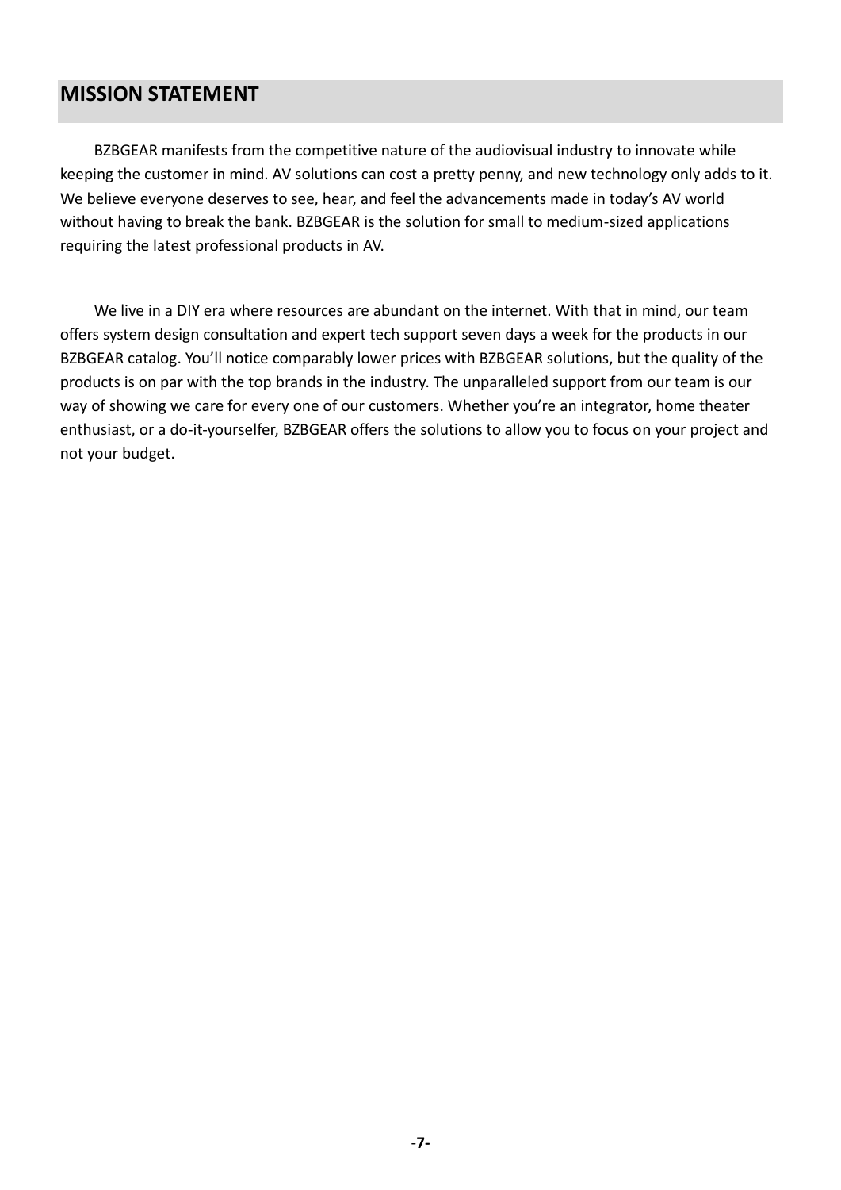## MISSION STATEMENT

BZBGEAR manifests from the competitive nature of the audiovisual industry to innovate while keeping the customer in mind. AV solutions can cost a pretty penny, and new technology only adds to it. We believe everyone deserves to see, hear, and feel the advancements made in today's AV world without having to break the bank. BZBGEAR is the solution for small to medium-sized applications requiring the latest professional products in AV.

We live in a DIY era where resources are abundant on the internet. With that in mind, our team offers system design consultation and expert tech support seven days a week for the products in our BZBGEAR catalog. You'll notice comparably lower prices with BZBGEAR solutions, but the quality of the products is on par with the top brands in the industry. The unparalleled support from our team is our way of showing we care for every one of our customers. Whether you're an integrator, home theater enthusiast, or a do-it-yourselfer, BZBGEAR offers the solutions to allow you to focus on your project and not your budget.